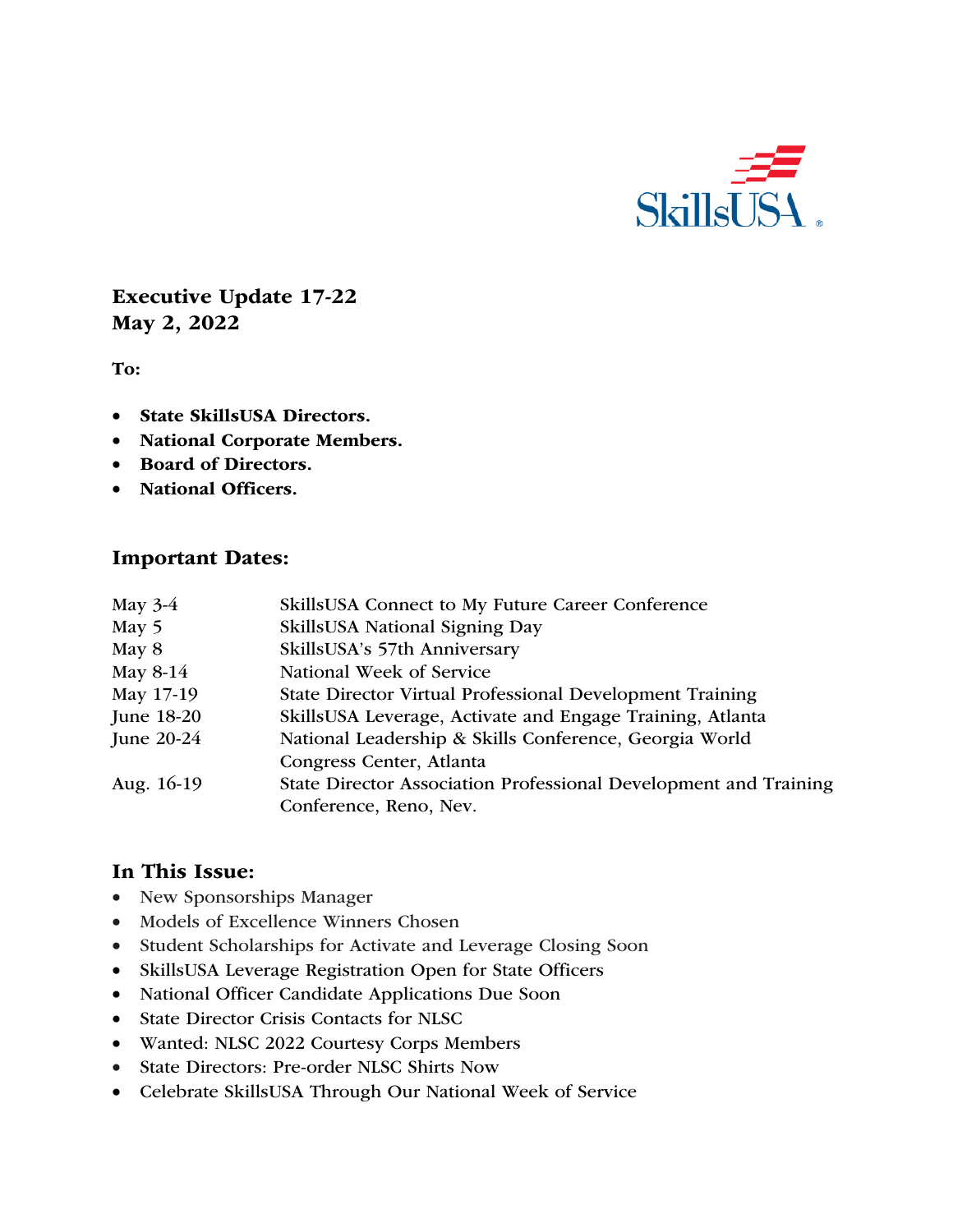SkillsUSA

**Executive Update 17-22**
**May 2, 2022**

**To:**

- **State SkillsUSA Directors.**
- **National Corporate Members.**
- **Board of Directors.**
- **National Officers.**

## Important Dates:

| | |
|---|---|
| May 3-4 | SkillsUSA Connect to My Future Career Conference |
| May 5 | SkillsUSA National Signing Day |
| May 8 | SkillsUSA's 57th Anniversary |
| May 8-14 | National Week of Service |
| May 17-19 | State Director Virtual Professional Development Training |
| June 18-20 | SkillsUSA Leverage, Activate and Engage Training, Atlanta |
| June 20-24 | National Leadership & Skills Conference, Georgia World Congress Center, Atlanta |
| Aug. 16-19 | State Director Association Professional Development and Training Conference, Reno, Nev. |

## In This Issue:

- New Sponsorships Manager
- Models of Excellence Winners Chosen
- Student Scholarships for Activate and Leverage Closing Soon
- SkillsUSA Leverage Registration Open for State Officers
- National Officer Candidate Applications Due Soon
- State Director Crisis Contacts for NLSC
- Wanted: NLSC 2022 Courtesy Corps Members
- State Directors: Pre-order NLSC Shirts Now
- Celebrate SkillsUSA Through Our National Week of Service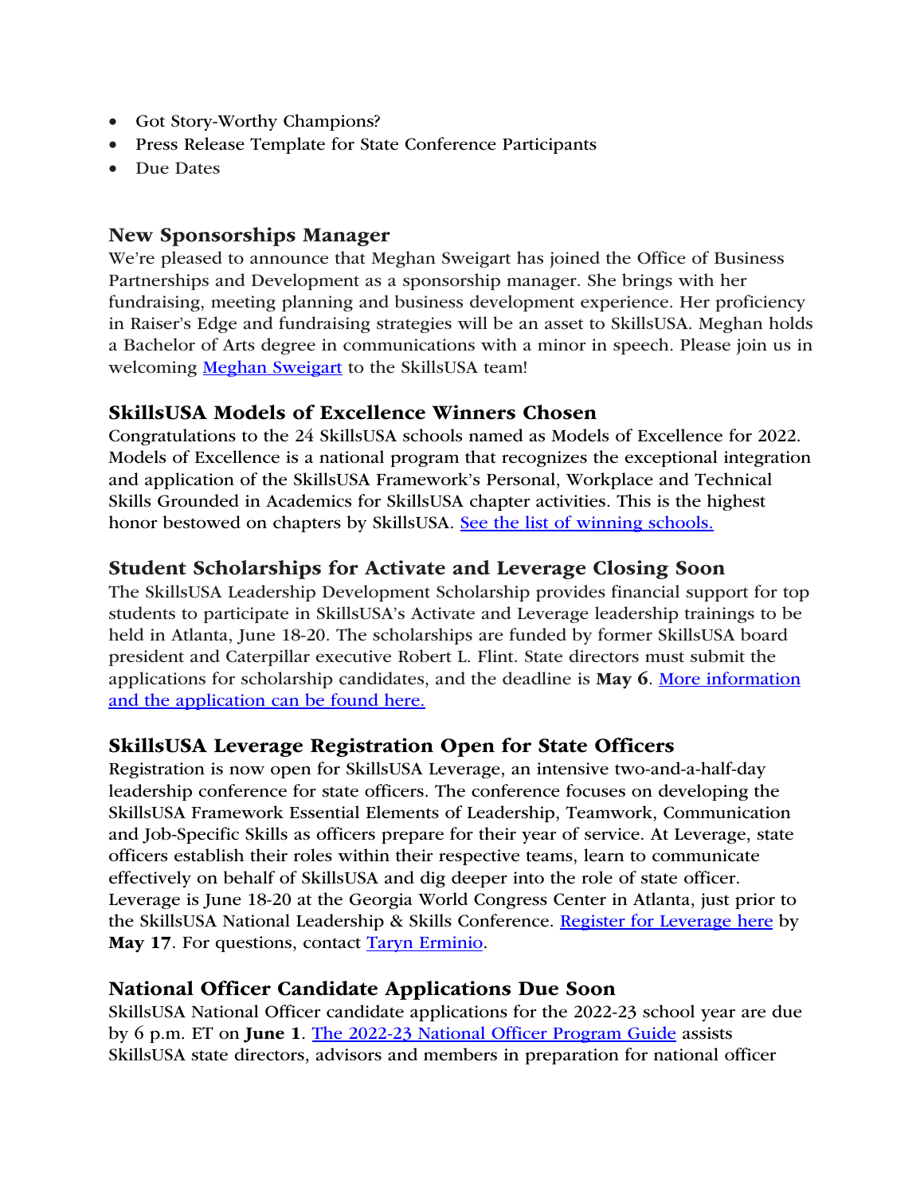- Got Story-Worthy Champions?
- Press Release Template for State Conference Participants
- Due Dates

## New Sponsorships Manager

We're pleased to announce that Meghan Sweigart has joined the Office of Business Partnerships and Development as a sponsorship manager. She brings with her fundraising, meeting planning and business development experience. Her proficiency in Raiser's Edge and fundraising strategies will be an asset to SkillsUSA. Meghan holds a Bachelor of Arts degree in communications with a minor in speech. Please join us in welcoming Meghan Sweigart to the SkillsUSA team!

## SkillsUSA Models of Excellence Winners Chosen

Congratulations to the 24 SkillsUSA schools named as Models of Excellence for 2022. Models of Excellence is a national program that recognizes the exceptional integration and application of the SkillsUSA Framework's Personal, Workplace and Technical Skills Grounded in Academics for SkillsUSA chapter activities. This is the highest honor bestowed on chapters by SkillsUSA. See the list of winning schools.

## Student Scholarships for Activate and Leverage Closing Soon

The SkillsUSA Leadership Development Scholarship provides financial support for top students to participate in SkillsUSA's Activate and Leverage leadership trainings to be held in Atlanta, June 18-20. The scholarships are funded by former SkillsUSA board president and Caterpillar executive Robert L. Flint. State directors must submit the applications for scholarship candidates, and the deadline is **May 6**. More information and the application can be found here.

## SkillsUSA Leverage Registration Open for State Officers

Registration is now open for SkillsUSA Leverage, an intensive two-and-a-half-day leadership conference for state officers. The conference focuses on developing the SkillsUSA Framework Essential Elements of Leadership, Teamwork, Communication and Job-Specific Skills as officers prepare for their year of service. At Leverage, state officers establish their roles within their respective teams, learn to communicate effectively on behalf of SkillsUSA and dig deeper into the role of state officer. Leverage is June 18-20 at the Georgia World Congress Center in Atlanta, just prior to the SkillsUSA National Leadership & Skills Conference. Register for Leverage here by **May 17**. For questions, contact Taryn Erminio.

## National Officer Candidate Applications Due Soon

SkillsUSA National Officer candidate applications for the 2022-23 school year are due by 6 p.m. ET on **June 1**. The 2022-23 National Officer Program Guide assists SkillsUSA state directors, advisors and members in preparation for national officer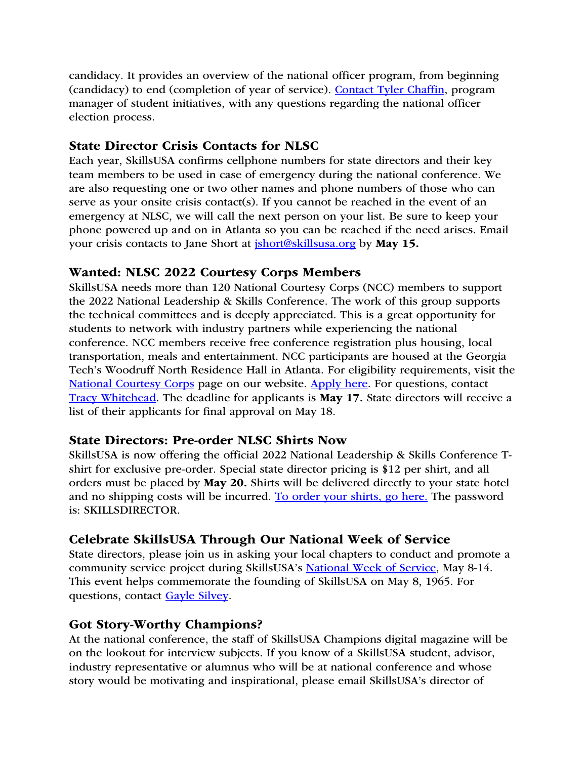candidacy. It provides an overview of the national officer program, from beginning (candidacy) to end (completion of year of service). Contact Tyler Chaffin, program manager of student initiatives, with any questions regarding the national officer election process.

### State Director Crisis Contacts for NLSC

Each year, SkillsUSA confirms cellphone numbers for state directors and their key team members to be used in case of emergency during the national conference. We are also requesting one or two other names and phone numbers of those who can serve as your onsite crisis contact(s). If you cannot be reached in the event of an emergency at NLSC, we will call the next person on your list. Be sure to keep your phone powered up and on in Atlanta so you can be reached if the need arises. Email your crisis contacts to Jane Short at jshort@skillsusa.org by **May 15.**

### Wanted: NLSC 2022 Courtesy Corps Members

SkillsUSA needs more than 120 National Courtesy Corps (NCC) members to support the 2022 National Leadership & Skills Conference. The work of this group supports the technical committees and is deeply appreciated. This is a great opportunity for students to network with industry partners while experiencing the national conference. NCC members receive free conference registration plus housing, local transportation, meals and entertainment. NCC participants are housed at the Georgia Tech's Woodruff North Residence Hall in Atlanta. For eligibility requirements, visit the National Courtesy Corps page on our website. Apply here. For questions, contact Tracy Whitehead. The deadline for applicants is **May 17.** State directors will receive a list of their applicants for final approval on May 18.

### State Directors: Pre-order NLSC Shirts Now

SkillsUSA is now offering the official 2022 National Leadership & Skills Conference T-shirt for exclusive pre-order. Special state director pricing is $12 per shirt, and all orders must be placed by **May 20.** Shirts will be delivered directly to your state hotel and no shipping costs will be incurred. To order your shirts, go here. The password is: SKILLSDIRECTOR.

### Celebrate SkillsUSA Through Our National Week of Service

State directors, please join us in asking your local chapters to conduct and promote a community service project during SkillsUSA's National Week of Service, May 8-14. This event helps commemorate the founding of SkillsUSA on May 8, 1965. For questions, contact Gayle Silvey.

### Got Story-Worthy Champions?

At the national conference, the staff of SkillsUSA Champions digital magazine will be on the lookout for interview subjects. If you know of a SkillsUSA student, advisor, industry representative or alumnus who will be at national conference and whose story would be motivating and inspirational, please email SkillsUSA's director of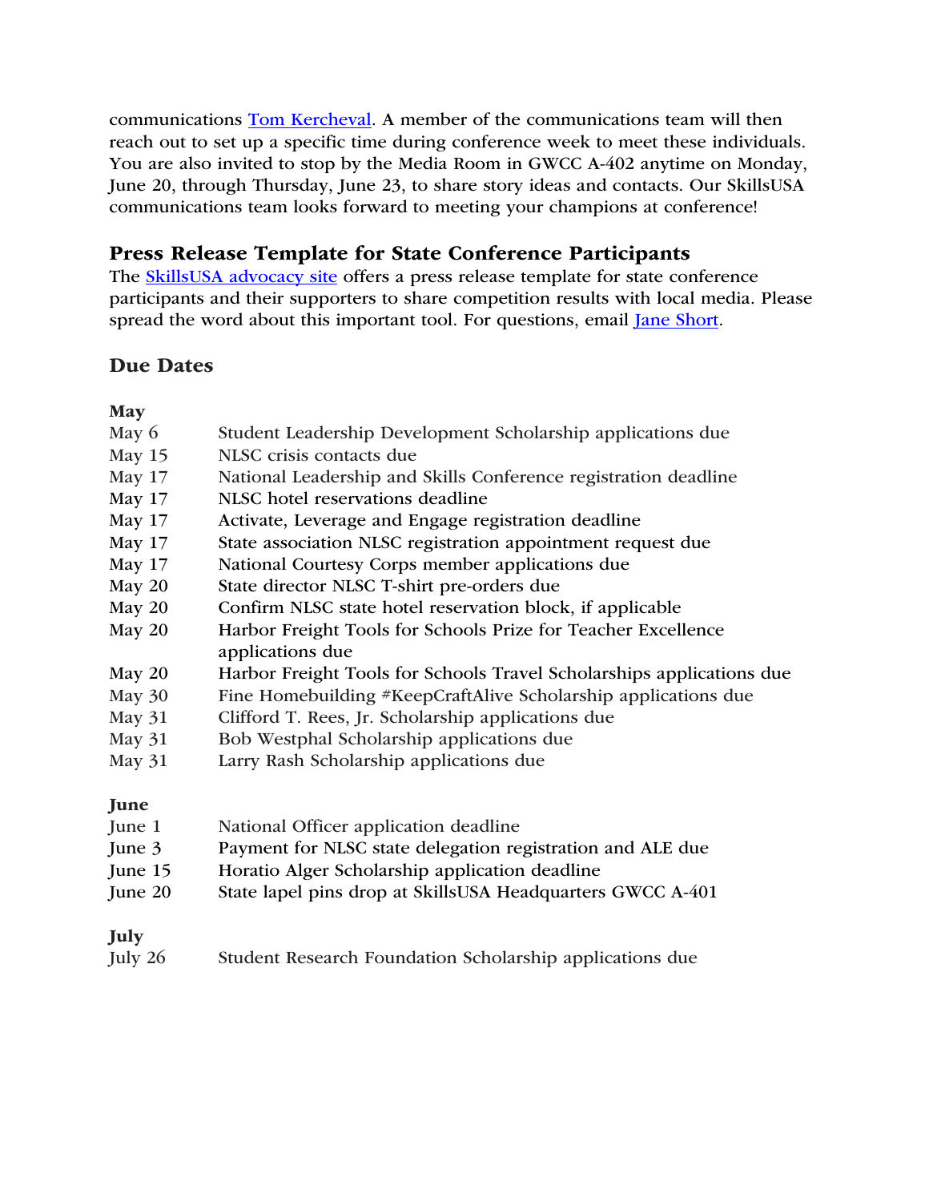communications [Tom Kercheval](). A member of the communications team will then reach out to set up a specific time during conference week to meet these individuals. You are also invited to stop by the Media Room in GWCC A-402 anytime on Monday, June 20, through Thursday, June 23, to share story ideas and contacts. Our SkillsUSA communications team looks forward to meeting your champions at conference!

## Press Release Template for State Conference Participants

The [SkillsUSA advocacy site]() offers a press release template for state conference participants and their supporters to share competition results with local media. Please spread the word about this important tool. For questions, email [Jane Short]().

## Due Dates

**May**

| | |
|---|---|
| May 6 | Student Leadership Development Scholarship applications due |
| May 15 | NLSC crisis contacts due |
| May 17 | National Leadership and Skills Conference registration deadline |
| May 17 | NLSC hotel reservations deadline |
| May 17 | Activate, Leverage and Engage registration deadline |
| May 17 | State association NLSC registration appointment request due |
| May 17 | National Courtesy Corps member applications due |
| May 20 | State director NLSC T-shirt pre-orders due |
| May 20 | Confirm NLSC state hotel reservation block, if applicable |
| May 20 | Harbor Freight Tools for Schools Prize for Teacher Excellence applications due |
| May 20 | Harbor Freight Tools for Schools Travel Scholarships applications due |
| May 30 | Fine Homebuilding #KeepCraftAlive Scholarship applications due |
| May 31 | Clifford T. Rees, Jr. Scholarship applications due |
| May 31 | Bob Westphal Scholarship applications due |
| May 31 | Larry Rash Scholarship applications due |

**June**

| | |
|---|---|
| June 1 | National Officer application deadline |
| June 3 | Payment for NLSC state delegation registration and ALE due |
| June 15 | Horatio Alger Scholarship application deadline |
| June 20 | State lapel pins drop at SkillsUSA Headquarters GWCC A-401 |

**July**

| | |
|---|---|
| July 26 | Student Research Foundation Scholarship applications due |